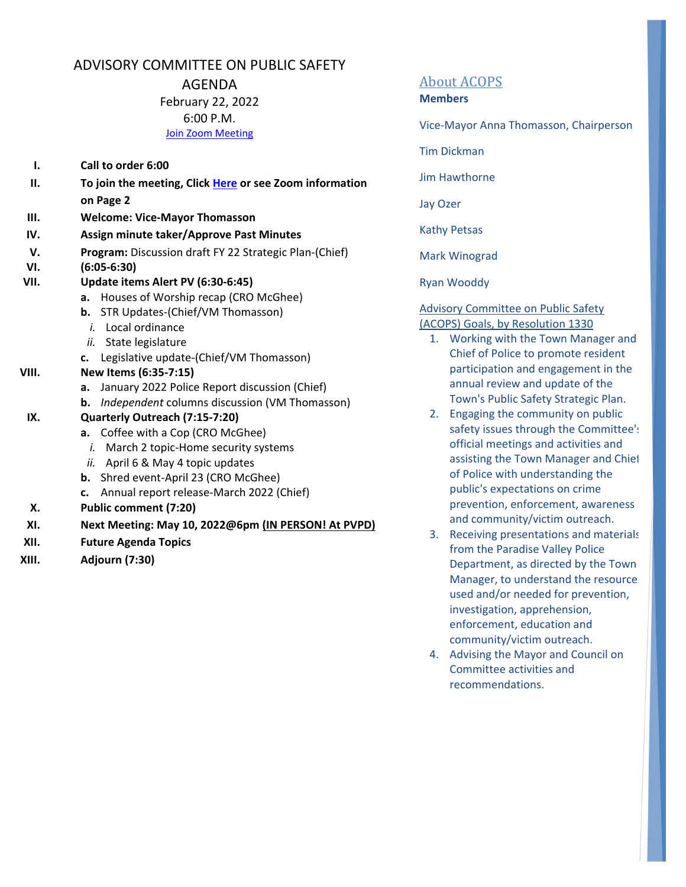# ADVISORY COMMITTEE ON PUBLIC SAFETY

## AGENDA

February 22, 2022

6:00 P.M.

Join Zoom Meeting

I. **Call to order 6:00**

II. **To join the meeting, Click Here or see Zoom information on Page 2**

III. **Welcome: Vice-Mayor Thomasson**

IV. **Assign minute taker/Approve Past Minutes**

V. **Program:** Discussion draft FY 22 Strategic Plan-(Chief)

VI. **(6:05-6:30)**

VII. **Update items Alert PV (6:30-6:45)**
   - **a.** Houses of Worship recap (CRO McGhee)
   - **b.** STR Updates-(Chief/VM Thomasson)
     - *i.* Local ordinance
     - *ii.* State legislature
   - **c.** Legislative update-(Chief/VM Thomasson)

VIII. **New Items (6:35-7:15)**
   - **a.** January 2022 Police Report discussion (Chief)
   - **b.** *Independent* columns discussion (VM Thomasson)

IX. **Quarterly Outreach (7:15-7:20)**
   - **a.** Coffee with a Cop (CRO McGhee)
     - *i.* March 2 topic-Home security systems
     - *ii.* April 6 & May 4 topic updates
   - **b.** Shred event-April 23 (CRO McGhee)
   - **c.** Annual report release-March 2022 (Chief)

X. **Public comment (7:20)**

XI. **Next Meeting: May 10, 2022@6pm <u>(IN PERSON! At PVPD)</u>**

XII. **Future Agenda Topics**

XIII. **Adjourn (7:30)**

## About ACOPS

**Members**

Vice-Mayor Anna Thomasson, Chairperson

Tim Dickman

Jim Hawthorne

Jay Ozer

Kathy Petsas

Mark Winograd

Ryan Wooddy

Advisory Committee on Public Safety (ACOPS) Goals, by Resolution 1330

1. Working with the Town Manager and Chief of Police to promote resident participation and engagement in the annual review and update of the Town's Public Safety Strategic Plan.
2. Engaging the community on public safety issues through the Committee's official meetings and activities and assisting the Town Manager and Chief of Police with understanding the public's expectations on crime prevention, enforcement, awareness and community/victim outreach.
3. Receiving presentations and materials from the Paradise Valley Police Department, as directed by the Town Manager, to understand the resources used and/or needed for prevention, investigation, apprehension, enforcement, education and community/victim outreach.
4. Advising the Mayor and Council on Committee activities and recommendations.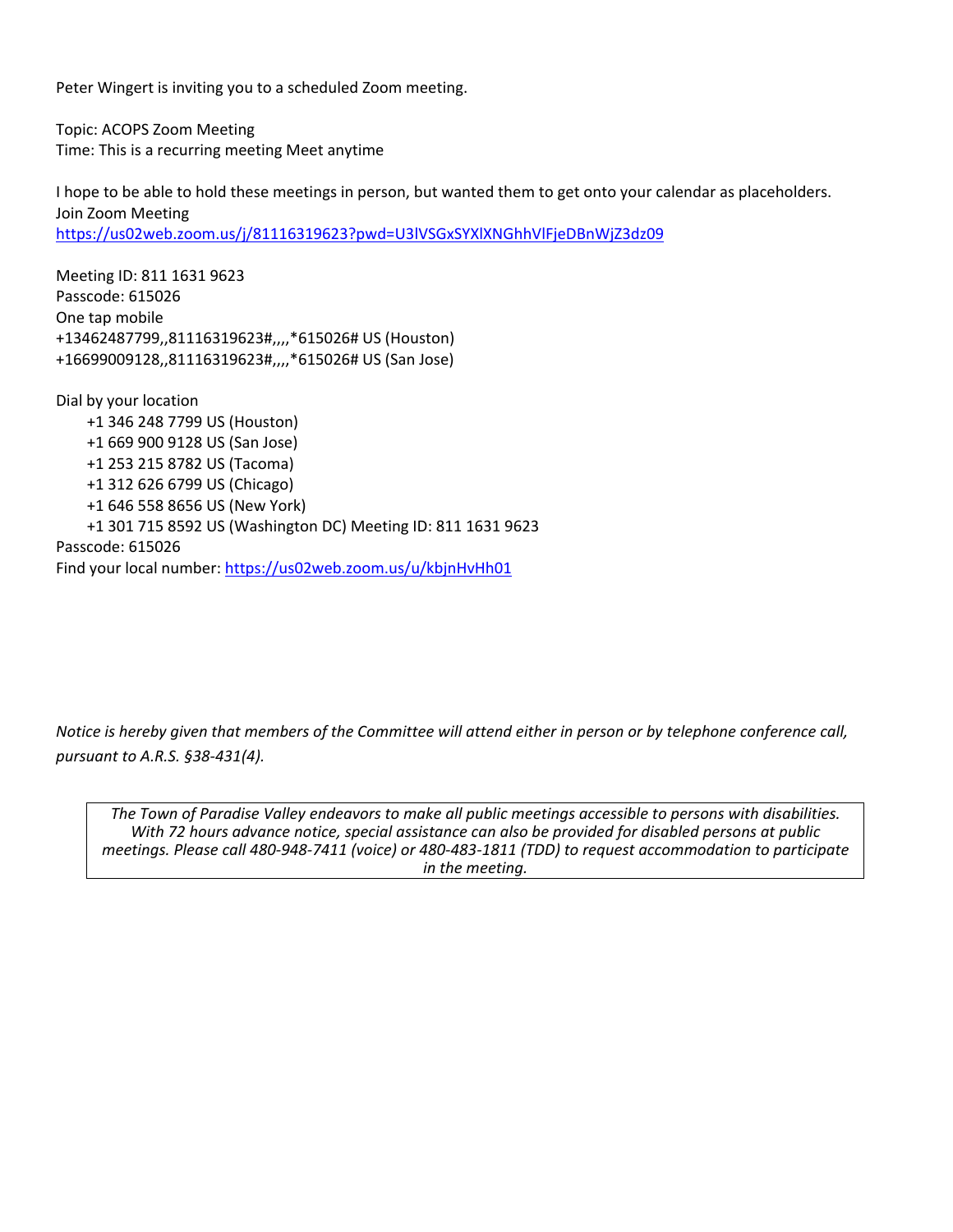Peter Wingert is inviting you to a scheduled Zoom meeting.

Topic: ACOPS Zoom Meeting
Time: This is a recurring meeting Meet anytime

I hope to be able to hold these meetings in person, but wanted them to get onto your calendar as placeholders.
Join Zoom Meeting
https://us02web.zoom.us/j/81116319623?pwd=U3lVSGxSYXlXNGhhVlFjeDBnWjZ3dz09

Meeting ID: 811 1631 9623
Passcode: 615026
One tap mobile
+13462487799,,81116319623#,,,,*615026# US (Houston)
+16699009128,,81116319623#,,,,*615026# US (San Jose)

Dial by your location
- +1 346 248 7799 US (Houston)
- +1 669 900 9128 US (San Jose)
- +1 253 215 8782 US (Tacoma)
- +1 312 626 6799 US (Chicago)
- +1 646 558 8656 US (New York)
- +1 301 715 8592 US (Washington DC) Meeting ID: 811 1631 9623

Passcode: 615026
Find your local number: https://us02web.zoom.us/u/kbjnHvHh01

*Notice is hereby given that members of the Committee will attend either in person or by telephone conference call, pursuant to A.R.S. §38-431(4).*

*The Town of Paradise Valley endeavors to make all public meetings accessible to persons with disabilities. With 72 hours advance notice, special assistance can also be provided for disabled persons at public meetings. Please call 480-948-7411 (voice) or 480-483-1811 (TDD) to request accommodation to participate in the meeting.*